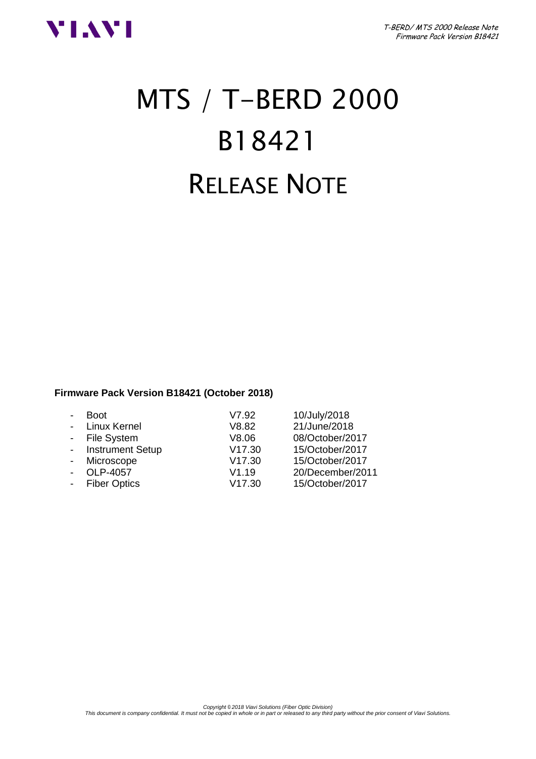# MTS / T-BERD 2000
# B18421
# RELEASE NOTE

**Firmware Pack Version B18421 (October 2018)**

| | | |
|---|---|---|
| - Boot | V7.92 | 10/July/2018 |
| - Linux Kernel | V8.82 | 21/June/2018 |
| - File System | V8.06 | 08/October/2017 |
| - Instrument Setup | V17.30 | 15/October/2017 |
| - Microscope | V17.30 | 15/October/2017 |
| - OLP-4057 | V1.19 | 20/December/2011 |
| - Fiber Optics | V17.30 | 15/October/2017 |

*Copyright © 2018 Viavi Solutions (Fiber Optic Division)*
*This document is company confidential. It must not be copied in whole or in part or released to any third party without the prior consent of Viavi Solutions.*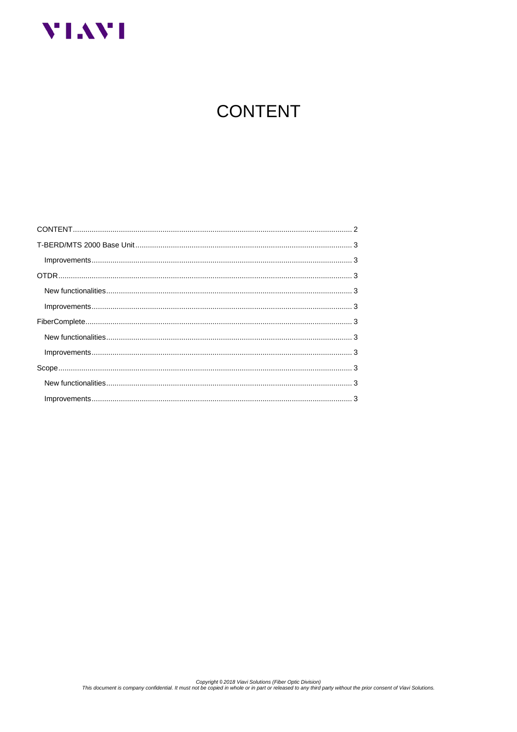# CONTENT

CONTENT ........................................................................................................................ 2

T-BERD/MTS 2000 Base Unit ....................................................................................... 3

- Improvements ........................................................................................................... 3

OTDR ............................................................................................................................ 3

- New functionalities .................................................................................................... 3
- Improvements ........................................................................................................... 3

FiberComplete ............................................................................................................... 3

- New functionalities .................................................................................................... 3
- Improvements ........................................................................................................... 3

Scope ............................................................................................................................ 3

- New functionalities .................................................................................................... 3
- Improvements ........................................................................................................... 3

*Copyright © 2018 Viavi Solutions (Fiber Optic Division)*
*This document is company confidential. It must not be copied in whole or in part or released to any third party without the prior consent of Viavi Solutions.*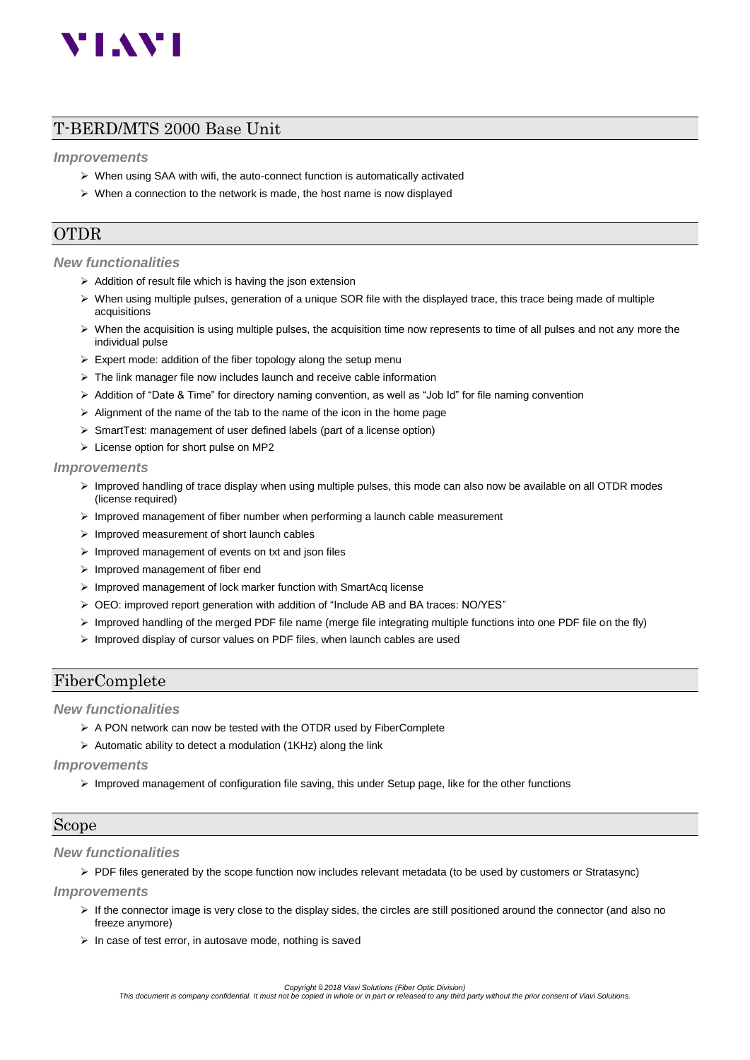## T-BERD/MTS 2000 Base Unit

### *Improvements*

- When using SAA with wifi, the auto-connect function is automatically activated
- When a connection to the network is made, the host name is now displayed

## OTDR

### *New functionalities*

- Addition of result file which is having the json extension
- When using multiple pulses, generation of a unique SOR file with the displayed trace, this trace being made of multiple acquisitions
- When the acquisition is using multiple pulses, the acquisition time now represents to time of all pulses and not any more the individual pulse
- Expert mode: addition of the fiber topology along the setup menu
- The link manager file now includes launch and receive cable information
- Addition of "Date & Time" for directory naming convention, as well as "Job Id" for file naming convention
- Alignment of the name of the tab to the name of the icon in the home page
- SmartTest: management of user defined labels (part of a license option)
- License option for short pulse on MP2

### *Improvements*

- Improved handling of trace display when using multiple pulses, this mode can also now be available on all OTDR modes (license required)
- Improved management of fiber number when performing a launch cable measurement
- Improved measurement of short launch cables
- Improved management of events on txt and json files
- Improved management of fiber end
- Improved management of lock marker function with SmartAcq license
- OEO: improved report generation with addition of "Include AB and BA traces: NO/YES"
- Improved handling of the merged PDF file name (merge file integrating multiple functions into one PDF file on the fly)
- Improved display of cursor values on PDF files, when launch cables are used

## FiberComplete

### *New functionalities*

- A PON network can now be tested with the OTDR used by FiberComplete
- Automatic ability to detect a modulation (1KHz) along the link

### *Improvements*

- Improved management of configuration file saving, this under Setup page, like for the other functions

## Scope

### *New functionalities*

- PDF files generated by the scope function now includes relevant metadata (to be used by customers or Stratasync)

### *Improvements*

- If the connector image is very close to the display sides, the circles are still positioned around the connector (and also no freeze anymore)
- In case of test error, in autosave mode, nothing is saved